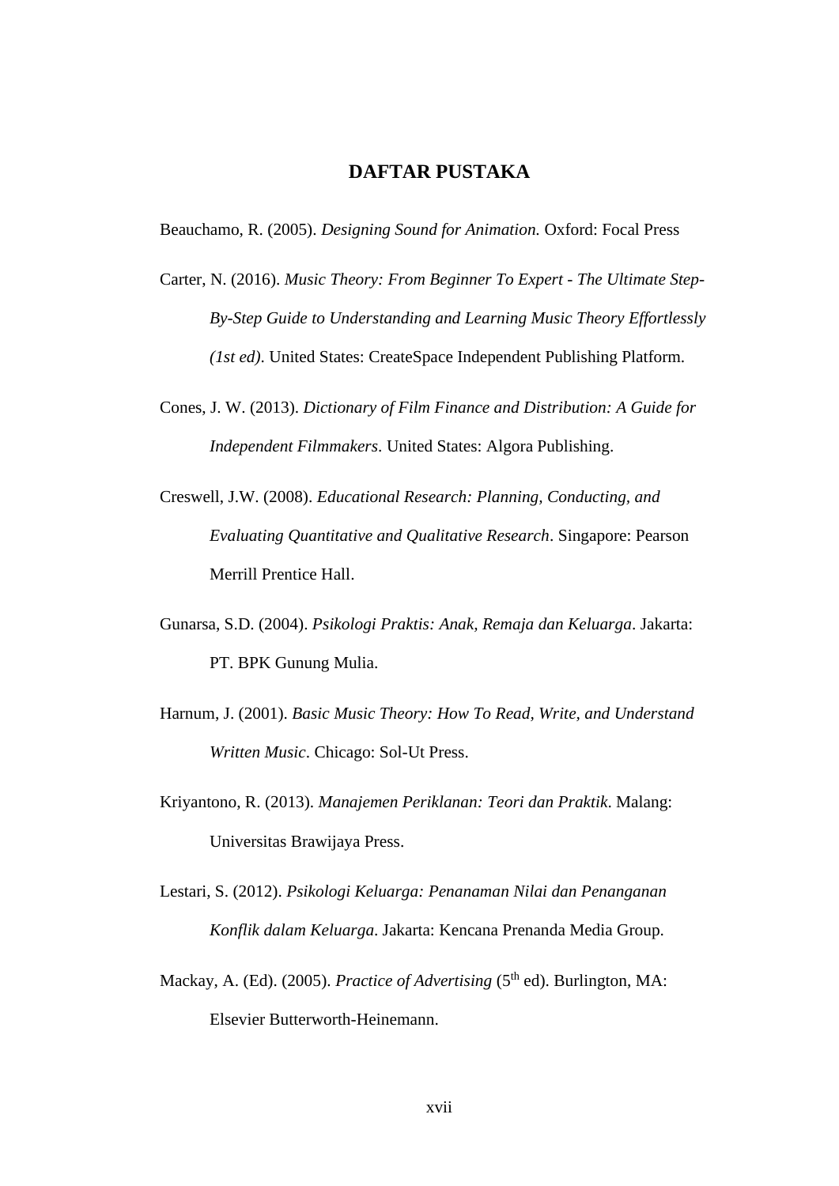# DAFTAR PUSTAKA

Beauchamo, R. (2005). *Designing Sound for Animation.* Oxford: Focal Press

Carter, N. (2016). *Music Theory: From Beginner To Expert - The Ultimate Step-By-Step Guide to Understanding and Learning Music Theory Effortlessly (1st ed)*. United States: CreateSpace Independent Publishing Platform.

Cones, J. W. (2013). *Dictionary of Film Finance and Distribution: A Guide for Independent Filmmakers*. United States: Algora Publishing.

Creswell, J.W. (2008). *Educational Research: Planning, Conducting, and Evaluating Quantitative and Qualitative Research*. Singapore: Pearson Merrill Prentice Hall.

Gunarsa, S.D. (2004). *Psikologi Praktis: Anak, Remaja dan Keluarga*. Jakarta: PT. BPK Gunung Mulia.

Harnum, J. (2001). *Basic Music Theory: How To Read, Write, and Understand Written Music*. Chicago: Sol-Ut Press.

Kriyantono, R. (2013). *Manajemen Periklanan: Teori dan Praktik*. Malang: Universitas Brawijaya Press.

Lestari, S. (2012). *Psikologi Keluarga: Penanaman Nilai dan Penanganan Konflik dalam Keluarga*. Jakarta: Kencana Prenanda Media Group.

Mackay, A. (Ed). (2005). *Practice of Advertising* (5th ed). Burlington, MA: Elsevier Butterworth-Heinemann.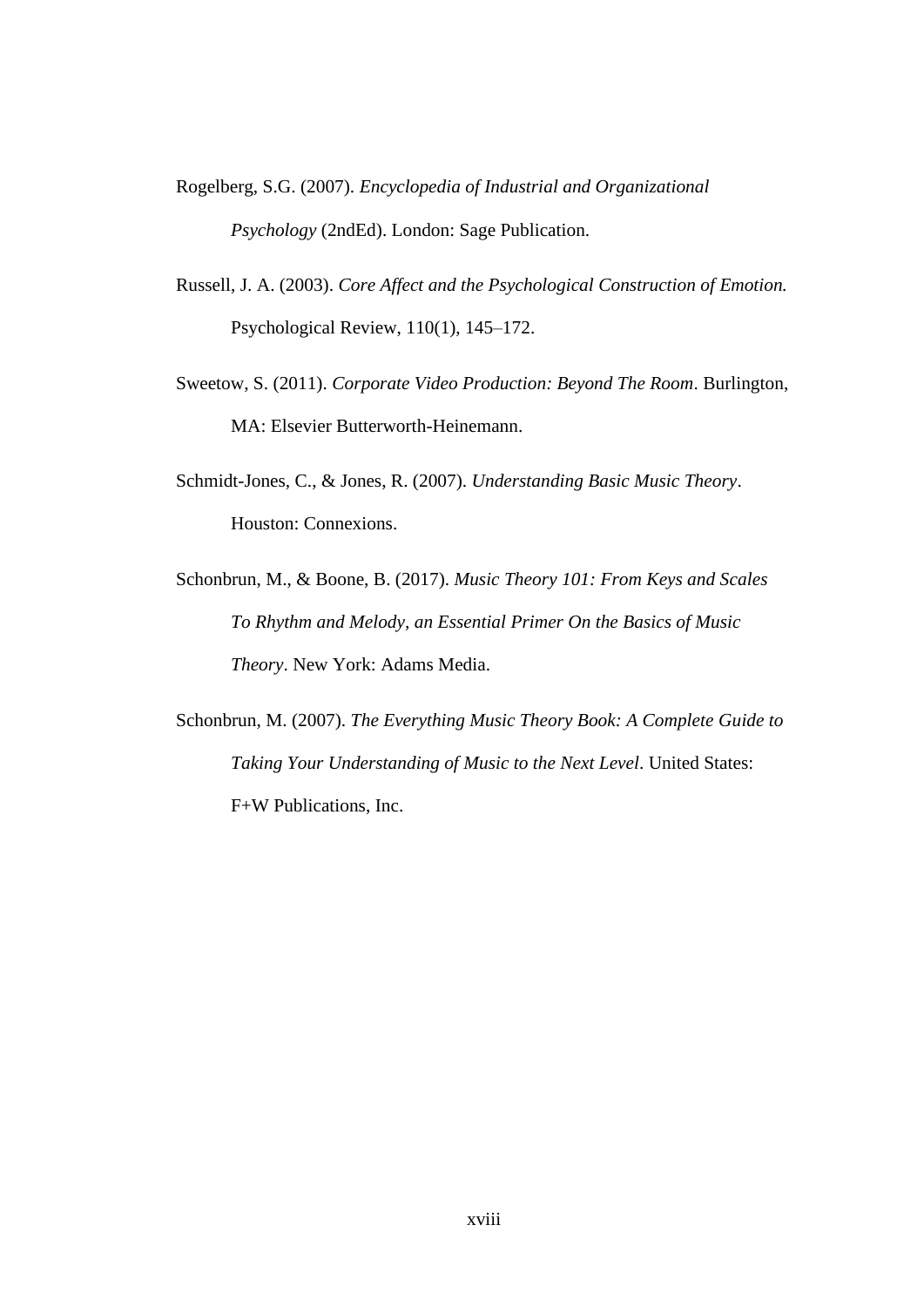Rogelberg, S.G. (2007). *Encyclopedia of Industrial and Organizational Psychology* (2ndEd). London: Sage Publication.

Russell, J. A. (2003). *Core Affect and the Psychological Construction of Emotion.* Psychological Review, 110(1), 145–172.

Sweetow, S. (2011). *Corporate Video Production: Beyond The Room*. Burlington, MA: Elsevier Butterworth-Heinemann.

Schmidt-Jones, C., & Jones, R. (2007). *Understanding Basic Music Theory*. Houston: Connexions.

Schonbrun, M., & Boone, B. (2017). *Music Theory 101: From Keys and Scales To Rhythm and Melody, an Essential Primer On the Basics of Music Theory*. New York: Adams Media.

Schonbrun, M. (2007). *The Everything Music Theory Book: A Complete Guide to Taking Your Understanding of Music to the Next Level*. United States: F+W Publications, Inc.